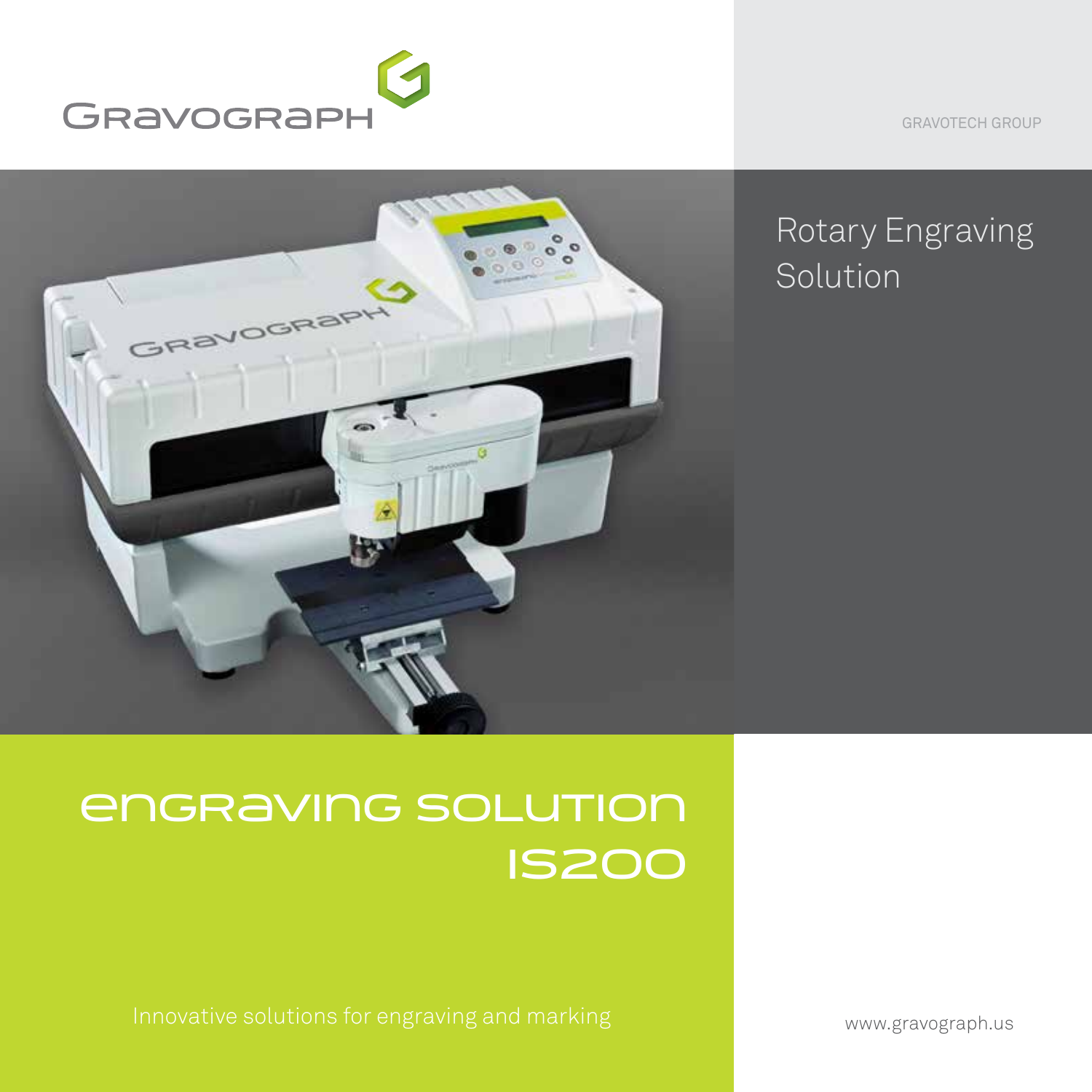GRAVOGRAPH

GRAVOTECH GROUP

Rotary Engraving Solution

# ENGRAVING SOLUTION IS200

Innovative solutions for engraving and marking

www.gravograph.us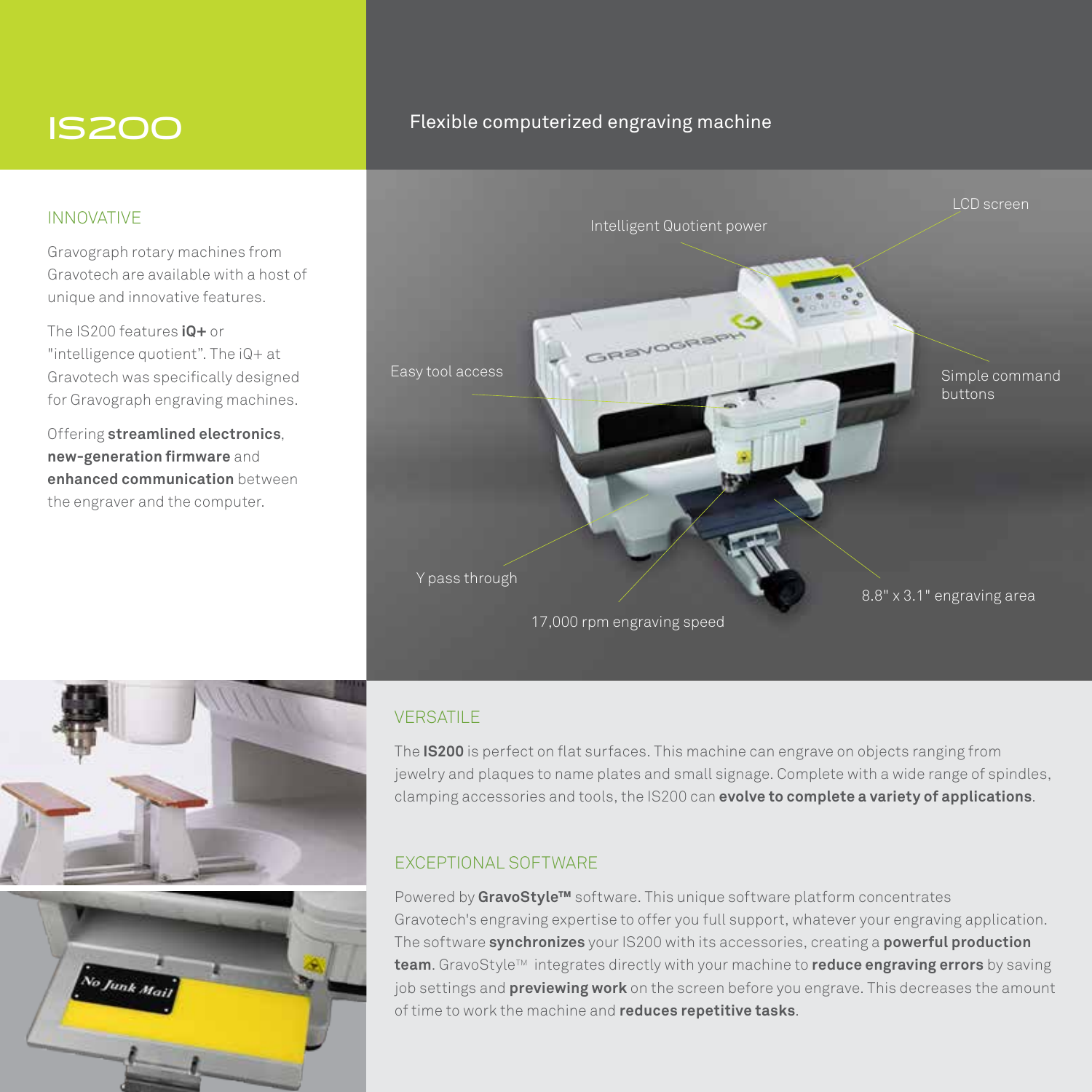# IS200

Flexible computerized engraving machine

## INNOVATIVE

Gravograph rotary machines from Gravotech are available with a host of unique and innovative features.

The IS200 features **iQ+** or "intelligence quotient". The iQ+ at Gravotech was specifically designed for Gravograph engraving machines.

Offering **streamlined electronics**, **new-generation firmware** and **enhanced communication** between the engraver and the computer.

LCD screen

Intelligent Quotient power

Easy tool access

Simple command buttons

Y pass through

8.8" x 3.1" engraving area

17,000 rpm engraving speed

## VERSATILE

The **IS200** is perfect on flat surfaces. This machine can engrave on objects ranging from jewelry and plaques to name plates and small signage. Complete with a wide range of spindles, clamping accessories and tools, the IS200 can **evolve to complete a variety of applications**.

## EXCEPTIONAL SOFTWARE

Powered by **GravoStyle™** software. This unique software platform concentrates Gravotech's engraving expertise to offer you full support, whatever your engraving application. The software **synchronizes** your IS200 with its accessories, creating a **powerful production team**. GravoStyle™ integrates directly with your machine to **reduce engraving errors** by saving job settings and **previewing work** on the screen before you engrave. This decreases the amount of time to work the machine and **reduces repetitive tasks**.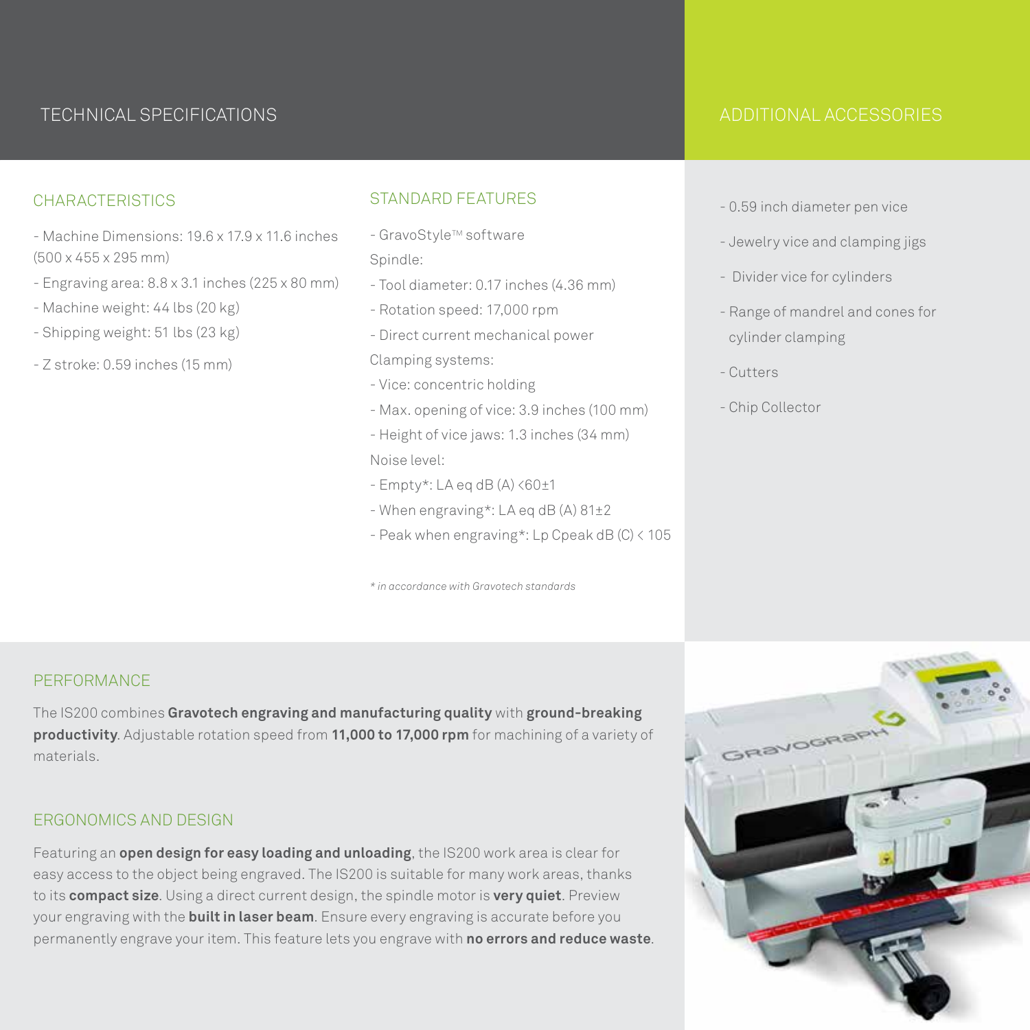# TECHNICAL SPECIFICATIONS

## CHARACTERISTICS

- Machine Dimensions: 19.6 x 17.9 x 11.6 inches (500 x 455 x 295 mm)
- Engraving area: 8.8 x 3.1 inches (225 x 80 mm)
- Machine weight: 44 lbs (20 kg)
- Shipping weight: 51 lbs (23 kg)
- Z stroke: 0.59 inches (15 mm)

## STANDARD FEATURES

- GravoStyle™ software

Spindle:

- Tool diameter: 0.17 inches (4.36 mm)
- Rotation speed: 17,000 rpm
- Direct current mechanical power

Clamping systems:

- Vice: concentric holding
- Max. opening of vice: 3.9 inches (100 mm)
- Height of vice jaws: 1.3 inches (34 mm)

Noise level:

- Empty*: LA eq dB (A) <60±1
- When engraving*: LA eq dB (A) 81±2
- Peak when engraving*: Lp Cpeak dB (C) < 105

*\* in accordance with Gravotech standards*

# ADDITIONAL ACCESSORIES

- 0.59 inch diameter pen vice
- Jewelry vice and clamping jigs
- Divider vice for cylinders
- Range of mandrel and cones for cylinder clamping
- Cutters
- Chip Collector

## PERFORMANCE

The IS200 combines **Gravotech engraving and manufacturing quality** with **ground-breaking productivity**. Adjustable rotation speed from **11,000 to 17,000 rpm** for machining of a variety of materials.

## ERGONOMICS AND DESIGN

Featuring an **open design for easy loading and unloading**, the IS200 work area is clear for easy access to the object being engraved. The IS200 is suitable for many work areas, thanks to its **compact size**. Using a direct current design, the spindle motor is **very quiet**. Preview your engraving with the **built in laser beam**. Ensure every engraving is accurate before you permanently engrave your item. This feature lets you engrave with **no errors and reduce waste**.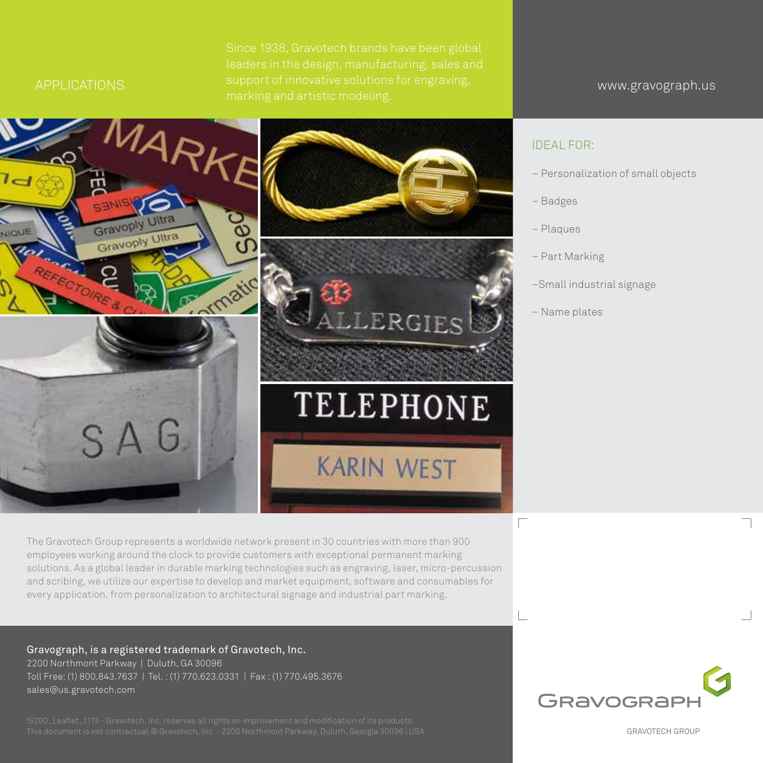## APPLICATIONS

Since 1938, Gravotech brands have been global leaders in the design, manufacturing, sales and support of innovative solutions for engraving, marking and artistic modeling.

www.gravograph.us

### IDEAL FOR:

- Personalization of small objects
- Badges
- Plaques
- Part Marking
- Small industrial signage
- Name plates

The Gravotech Group represents a worldwide network present in 30 countries with more than 900 employees working around the clock to provide customers with exceptional permanent marking solutions. As a global leader in durable marking technologies such as engraving, laser, micro-percussion and scribing, we utilize our expertise to develop and market equipment, software and consumables for every application, from personalization to architectural signage and industrial part marking.

**Gravograph, is a registered trademark of Gravotech, Inc.**
2200 Northmont Parkway | Duluth, GA 30096
Toll Free: (1) 800.843.7637 | Tel. : (1) 770.623.0331 | Fax : (1) 770.495.3676
sales@us.gravotech.com

IS200_Leaflet_1115 - Gravotech, Inc. reserves all rights on improvement and modification of its products.
This document is not contractual.© Gravotech, Inc. - 2200 Northmont Parkway, Duluth, Georgia 30096 | USA

GRAVOGRAPH
GRAVOTECH GROUP